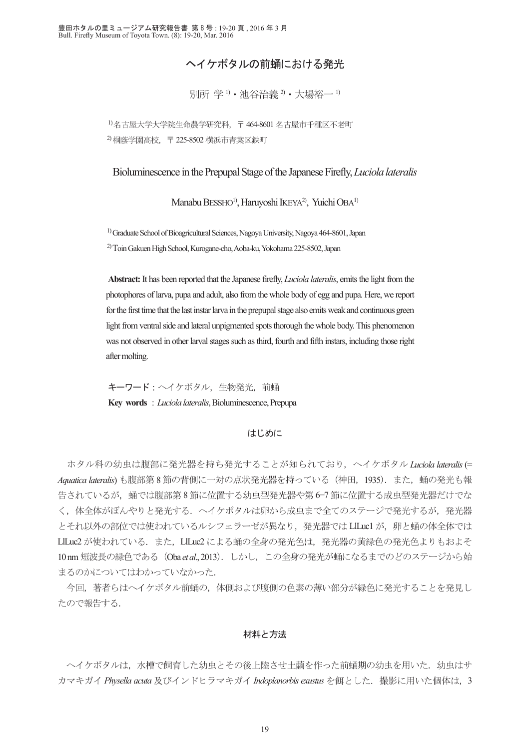# ヘイケボタルの前蛹における発光

別所 学[1]・池谷治義[2]・大場裕一[1]

[1]名古屋大学大学院生命農学研究科，〒 464-8601 名古屋市千種区不老町

[2]桐蔭学園高校，〒 225-8502 横浜市青葉区鉄町

## Bioluminescence in the Prepupal Stage of the Japanese Firefly, *Luciola lateralis*

Manabu Bessho[1], Haruyoshi Ikeya[2], Yuichi Oba[1]

[1] Graduate School of Bioagricultural Sciences, Nagoya University, Nagoya 464-8601, Japan

[2] Toin Gakuen High School, Kurogane-cho, Aoba-ku, Yokohama 225-8502, Japan

**Abstract:** It has been reported that the Japanese firefly, *Luciola lateralis*, emits the light from the photophores of larva, pupa and adult, also from the whole body of egg and pupa. Here, we report for the first time that the last instar larva in the prepupal stage also emits weak and continuous green light from ventral side and lateral unpigmented spots thorough the whole body. This phenomenon was not observed in other larval stages such as third, fourth and fifth instars, including those right after molting.

**キーワード**：ヘイケボタル，生物発光，前蛹

**Key words** : *Luciola lateralis*, Bioluminescence, Prepupa

## はじめに

ホタル科の幼虫は腹部に発光器を持ち発光することが知られており，ヘイケボタル *Luciola lateralis* (= *Aquatica lateralis*) も腹部第 8 節の背側に一対の点状発光器を持っている（神田，1935）．また，蛹の発光も報告されているが，蛹では腹部第 8 節に位置する幼虫型発光器や第 6–7 節に位置する成虫型発光器だけでなく，体全体がぼんやりと発光する．ヘイケボタルは卵から成虫まで全てのステージで発光するが，発光器とそれ以外の部位では使われているルシフェラーゼが異なり，発光器では LlLuc1 が，卵と蛹の体全体では LlLuc2 が使われている．また，LlLuc2 による蛹の全身の発光色は，発光器の黄緑色の発光色よりもおよそ 10 nm 短波長の緑色である（Oba *et al*., 2013）．しかし，この全身の発光が蛹になるまでのどのステージから始まるのかについてはわかっていなかった．

今回，著者らはヘイケボタル前蛹の，体側および腹側の色素の薄い部分が緑色に発光することを発見したので報告する．

## 材料と方法

ヘイケボタルは，水槽で飼育した幼虫とその後上陸させ土繭を作った前蛹期の幼虫を用いた．幼虫はサカマキガイ *Physella acuta* 及びインドヒラマキガイ *Indoplanorbis exustus* を餌とした．撮影に用いた個体は，3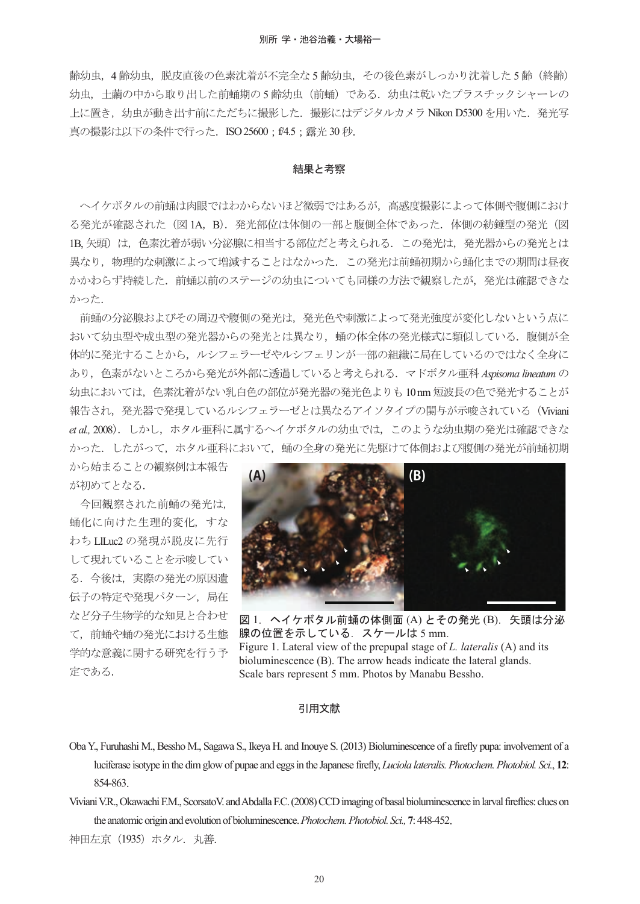齢幼虫，4 齢幼虫，脱皮直後の色素沈着が不完全な 5 齢幼虫，その後色素がしっかり沈着した 5 齢（終齢）幼虫，土繭の中から取り出した前蛹期の 5 齢幼虫（前蛹）である．幼虫は乾いたプラスチックシャーレの上に置き，幼虫が動き出す前にただちに撮影した．撮影にはデジタルカメラ Nikon D5300 を用いた．発光写真の撮影は以下の条件で行った．ISO 25600；f/4.5；露光 30 秒．

## 結果と考察

ヘイケボタルの前蛹は肉眼ではわからないほど微弱ではあるが，高感度撮影によって体側や腹側における発光が確認された（図 1A，B）．発光部位は体側の一部と腹側全体であった．体側の紡錘型の発光（図 1B, 矢頭）は，色素沈着が弱い分泌腺に相当する部位だと考えられる．この発光は，発光器からの発光とは異なり，物理的な刺激によって増減することはなかった．この発光は前蛹初期から蛹化までの期間は昼夜かかわらず持続した．前蛹以前のステージの幼虫についても同様の方法で観察したが，発光は確認できなかった．

前蛹の分泌腺およびその周辺や腹側の発光は，発光色や刺激によって発光強度が変化しないという点において幼虫型や成虫型の発光器からの発光とは異なり，蛹の体全体の発光様式に類似している．腹側が全体的に発光することから，ルシフェラーゼやルシフェリンが一部の組織に局在しているのではなく全身にあり，色素がないところから発光が外部に透過していると考えられる．マドボタル亜科 *Aspisoma lineatum* の幼虫においては，色素沈着がない乳白色の部位が発光器の発光色よりも 10 nm 短波長の色で発光することが報告され，発光器で発現しているルシフェラーゼとは異なるアイソタイプの関与が示唆されている（Viviani *et al.,* 2008）．しかし，ホタル亜科に属するヘイケボタルの幼虫では，このような幼虫期の発光は確認できなかった．したがって，ホタル亜科において，蛹の全身の発光に先駆けて体側および腹側の発光が前蛹初期から始まることの観察例は本報告が初めてとなる．

今回観察された前蛹の発光は，蛹化に向けた生理的変化，すなわち LlLuc2 の発現が脱皮に先行して現れていることを示唆している．今後は，実際の発光の原因遺伝子の特定や発現パターン，局在など分子生物学的な知見と合わせて，前蛹や蛹の発光における生態学的な意義に関する研究を行う予定である．

(A) (B)

図 1．ヘイケボタル前蛹の体側面 (A) とその発光 (B)．矢頭は分泌腺の位置を示している．スケールは 5 mm.

Figure 1. Lateral view of the prepupal stage of *L. lateralis* (A) and its bioluminescence (B). The arrow heads indicate the lateral glands. Scale bars represent 5 mm. Photos by Manabu Bessho.

## 引用文献

Oba Y., Furuhashi M., Bessho M., Sagawa S., Ikeya H. and Inouye S. (2013) Bioluminescence of a firefly pupa: involvement of a luciferase isotype in the dim glow of pupae and eggs in the Japanese firefly, *Luciola lateralis. Photochem. Photobiol. Sci.*, **12**: 854-863.

Viviani V.R., Okawachi F.M., Scorsato V. and Abdalla F.C. (2008) CCD imaging of basal bioluminescence in larval fireflies: clues on the anatomic origin and evolution of bioluminescence. *Photochem. Photobiol. Sci.,* **7**: 448-452.

神田左京（1935）ホタル．丸善．